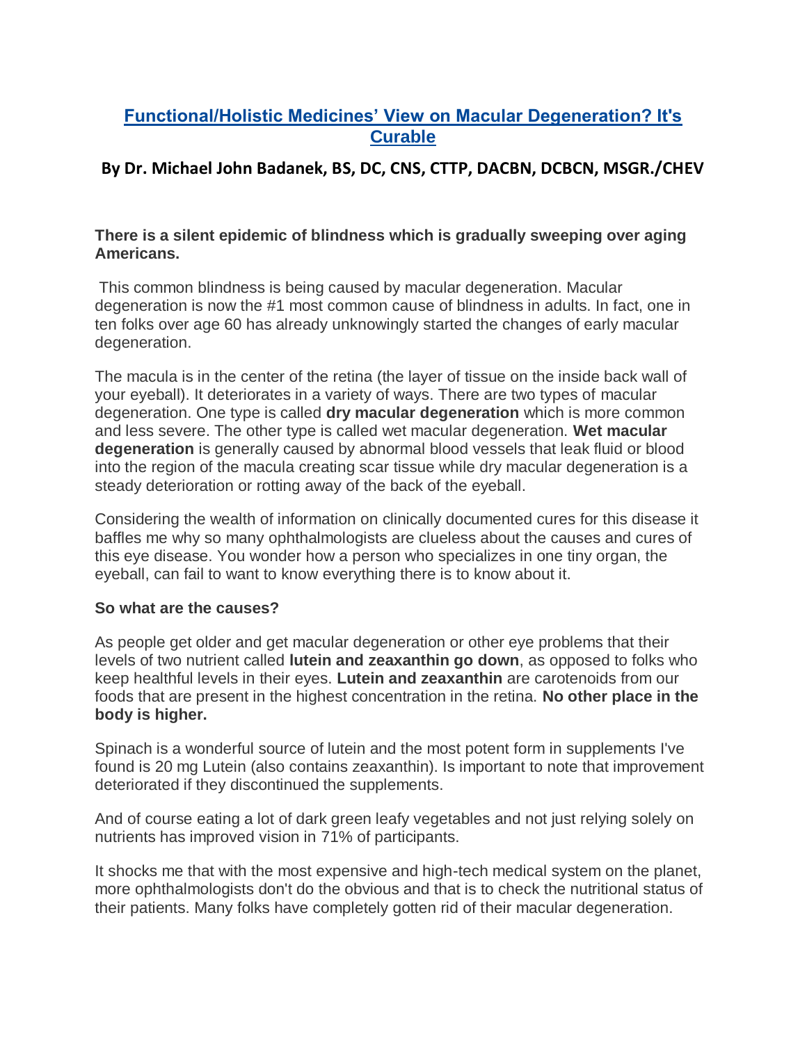# [Functional/Holistic Medicines' View on Macular Degeneration? It's Curable]

## By Dr. Michael John Badanek, BS, DC, CNS, CTTP, DACBN, DCBCN, MSGR./CHEV

**There is a silent epidemic of blindness which is gradually sweeping over aging Americans.**

This common blindness is being caused by macular degeneration. Macular degeneration is now the #1 most common cause of blindness in adults. In fact, one in ten folks over age 60 has already unknowingly started the changes of early macular degeneration.

The macula is in the center of the retina (the layer of tissue on the inside back wall of your eyeball). It deteriorates in a variety of ways. There are two types of macular degeneration. One type is called **dry macular degeneration** which is more common and less severe. The other type is called wet macular degeneration. **Wet macular degeneration** is generally caused by abnormal blood vessels that leak fluid or blood into the region of the macula creating scar tissue while dry macular degeneration is a steady deterioration or rotting away of the back of the eyeball.

Considering the wealth of information on clinically documented cures for this disease it baffles me why so many ophthalmologists are clueless about the causes and cures of this eye disease. You wonder how a person who specializes in one tiny organ, the eyeball, can fail to want to know everything there is to know about it.

**So what are the causes?**

As people get older and get macular degeneration or other eye problems that their levels of two nutrient called **lutein and zeaxanthin go down**, as opposed to folks who keep healthful levels in their eyes. **Lutein and zeaxanthin** are carotenoids from our foods that are present in the highest concentration in the retina. **No other place in the body is higher.**

Spinach is a wonderful source of lutein and the most potent form in supplements I've found is 20 mg Lutein (also contains zeaxanthin). Is important to note that improvement deteriorated if they discontinued the supplements.

And of course eating a lot of dark green leafy vegetables and not just relying solely on nutrients has improved vision in 71% of participants.

It shocks me that with the most expensive and high-tech medical system on the planet, more ophthalmologists don't do the obvious and that is to check the nutritional status of their patients. Many folks have completely gotten rid of their macular degeneration.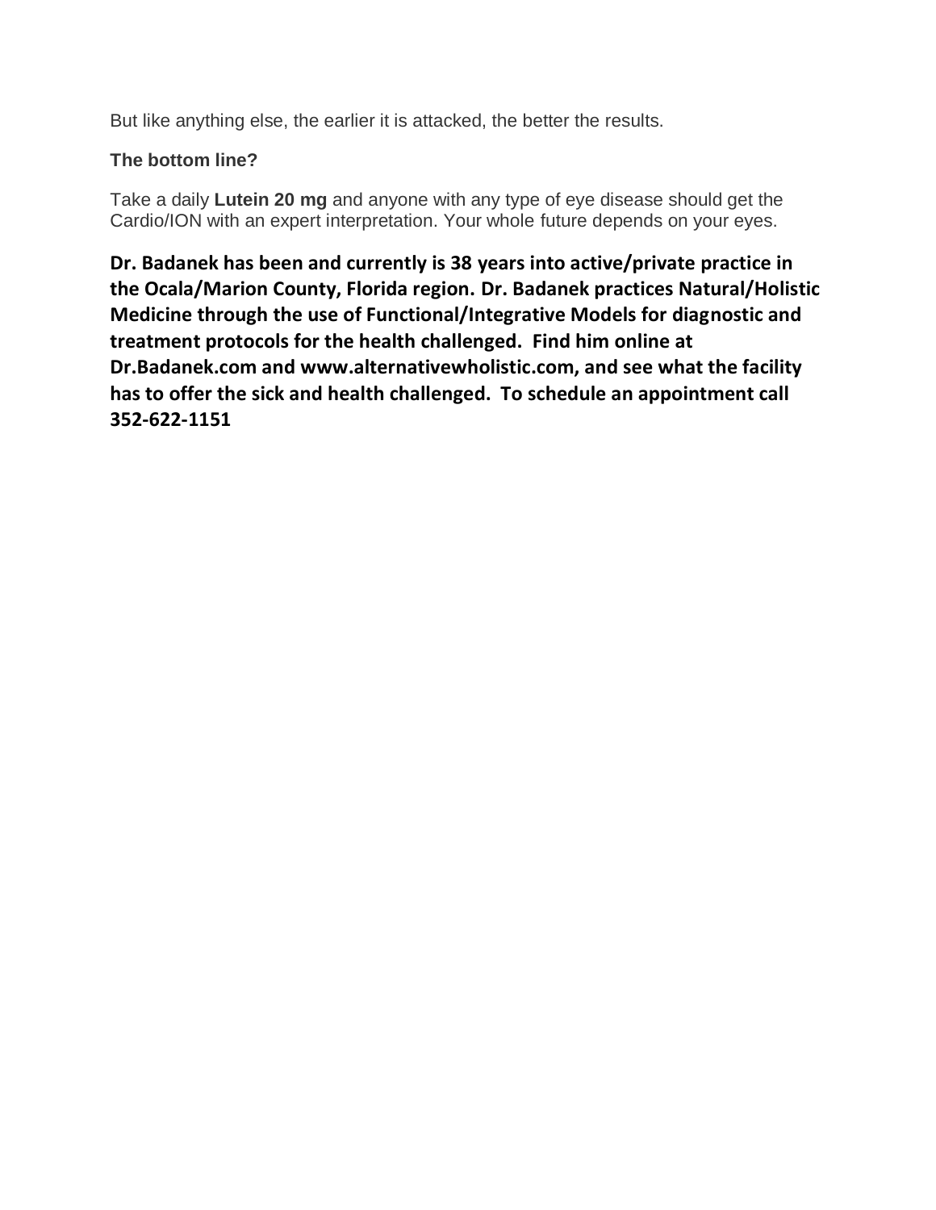But like anything else, the earlier it is attacked, the better the results.

### The bottom line?

Take a daily **Lutein 20 mg** and anyone with any type of eye disease should get the Cardio/ION with an expert interpretation. Your whole future depends on your eyes.

**Dr. Badanek has been and currently is 38 years into active/private practice in the Ocala/Marion County, Florida region. Dr. Badanek practices Natural/Holistic Medicine through the use of Functional/Integrative Models for diagnostic and treatment protocols for the health challenged. Find him online at Dr.Badanek.com and www.alternativewholistic.com, and see what the facility has to offer the sick and health challenged. To schedule an appointment call 352-622-1151**